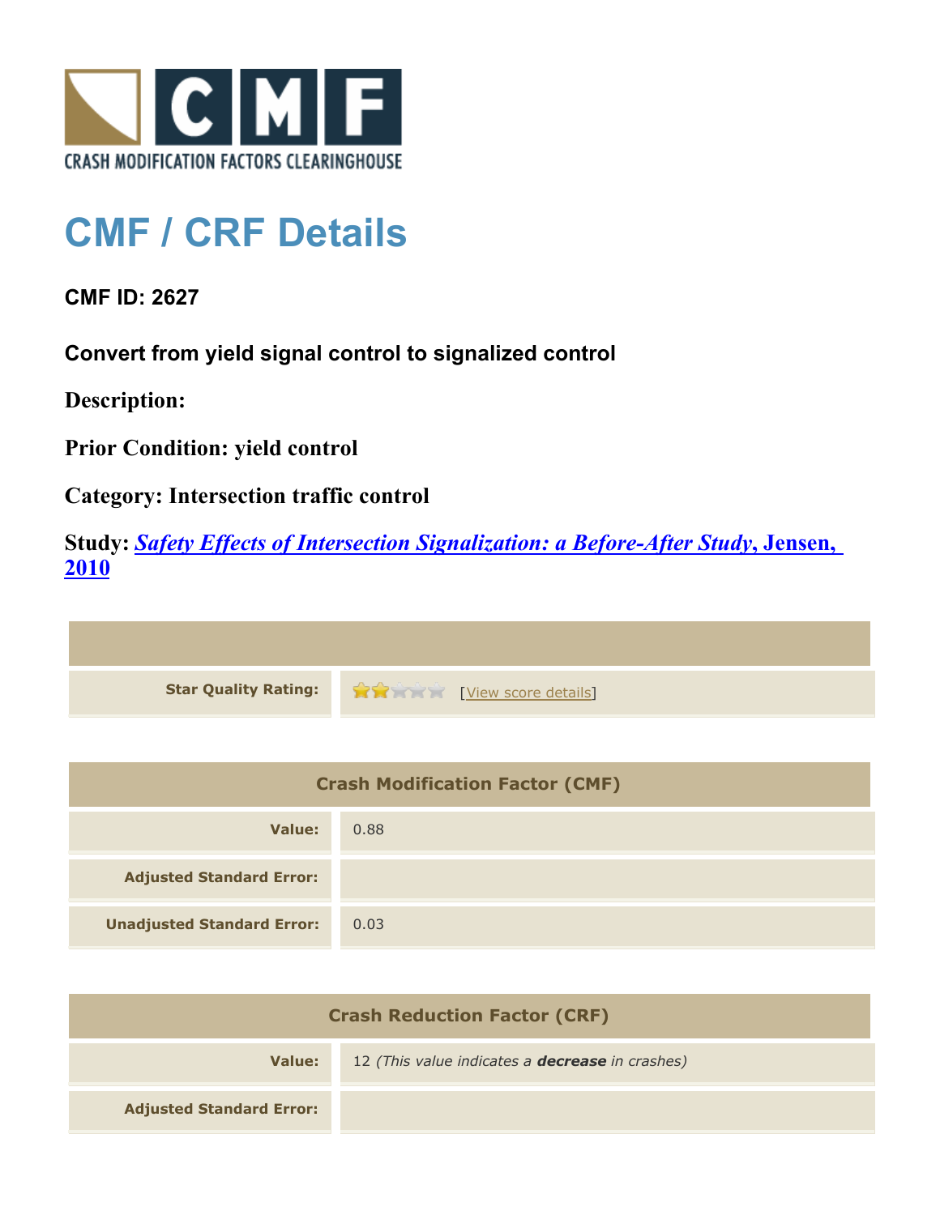CRASH MODIFICATION FACTORS CLEARINGHOUSE

# CMF / CRF Details

**CMF ID: 2627**

**Convert from yield signal control to signalized control**

**Description:**

**Prior Condition: yield control**

**Category: Intersection traffic control**

**Study:** ***Safety Effects of Intersection Signalization: a Before-After Study*****, Jensen, 2010**

| | |
|---|---|
| **Star Quality Rating:** | 2 of 5 stars [View score details] |

| Crash Modification Factor (CMF) | |
|---|---|
| **Value:** | 0.88 |
| **Adjusted Standard Error:** | |
| **Unadjusted Standard Error:** | 0.03 |

| Crash Reduction Factor (CRF) | |
|---|---|
| **Value:** | 12 *(This value indicates a **decrease** in crashes)* |
| **Adjusted Standard Error:** | |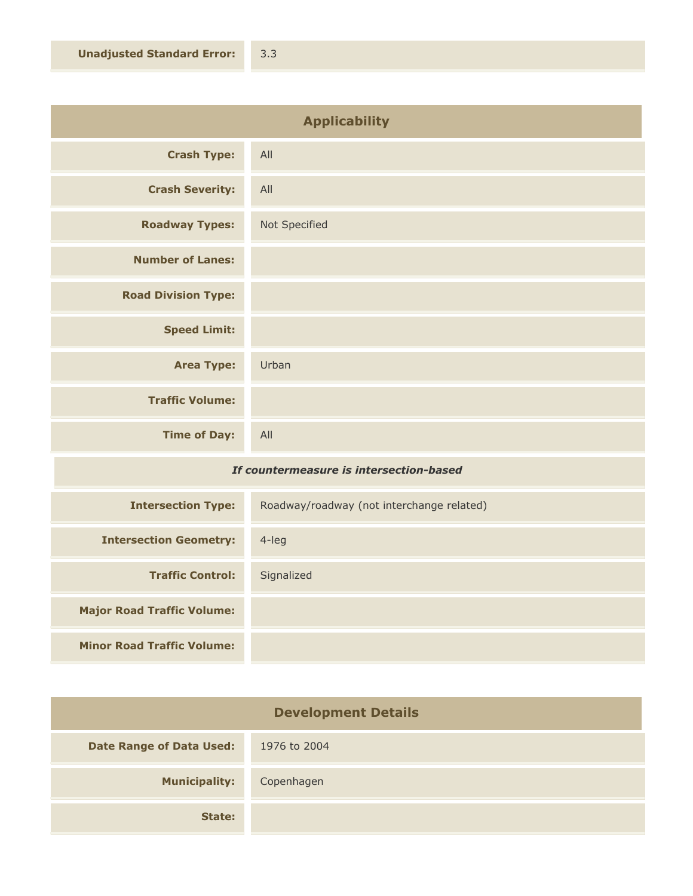| **Unadjusted Standard Error:** | 3.3 |
| --- | --- |

## Applicability

| | |
| --- | --- |
| **Crash Type:** | All |
| **Crash Severity:** | All |
| **Roadway Types:** | Not Specified |
| **Number of Lanes:** | |
| **Road Division Type:** | |
| **Speed Limit:** | |
| **Area Type:** | Urban |
| **Traffic Volume:** | |
| **Time of Day:** | All |

***If countermeasure is intersection-based***

| | |
| --- | --- |
| **Intersection Type:** | Roadway/roadway (not interchange related) |
| **Intersection Geometry:** | 4-leg |
| **Traffic Control:** | Signalized |
| **Major Road Traffic Volume:** | |
| **Minor Road Traffic Volume:** | |

## Development Details

| | |
| --- | --- |
| **Date Range of Data Used:** | 1976 to 2004 |
| **Municipality:** | Copenhagen |
| **State:** | |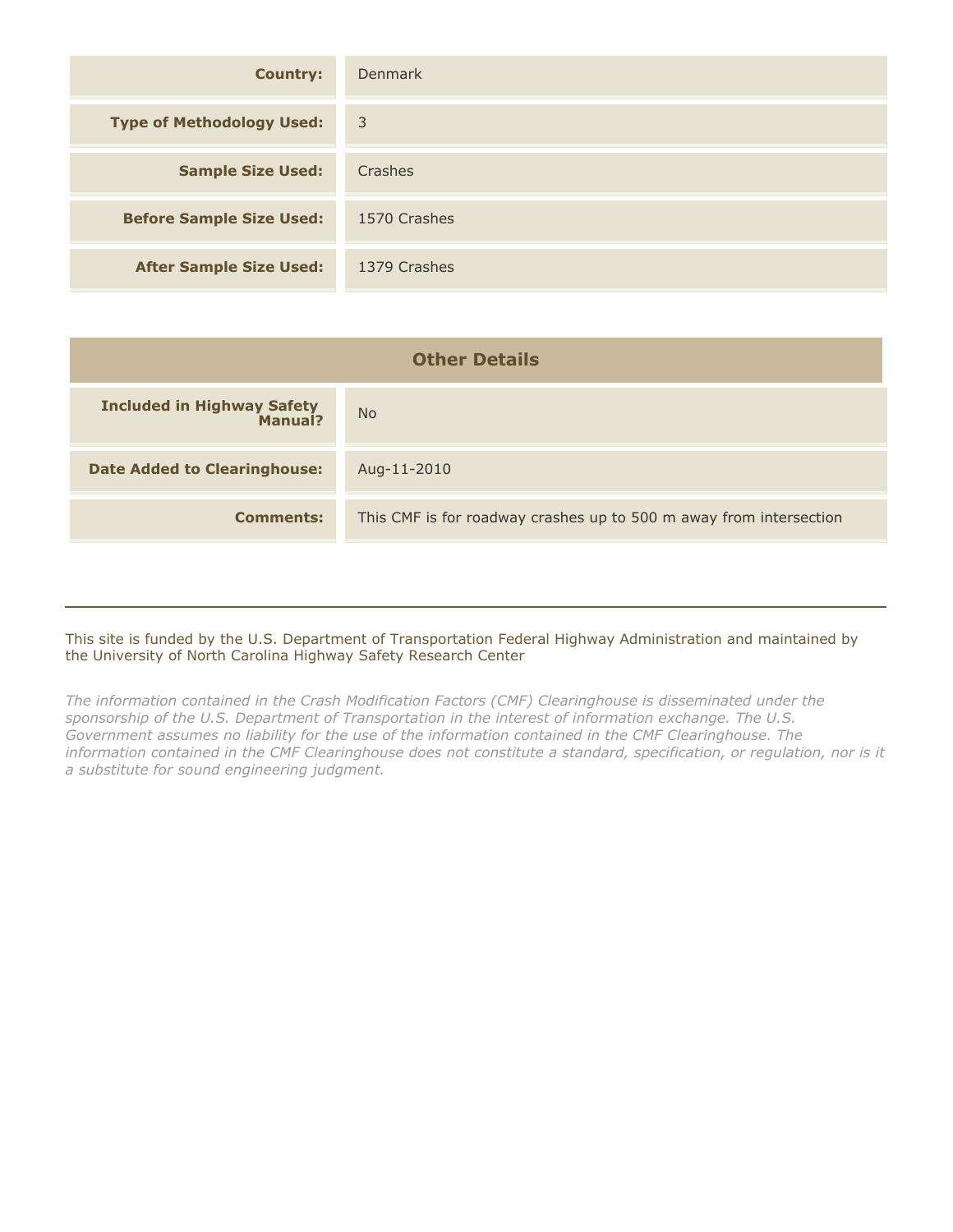| | |
|---|---|
| **Country:** | Denmark |
| **Type of Methodology Used:** | 3 |
| **Sample Size Used:** | Crashes |
| **Before Sample Size Used:** | 1570 Crashes |
| **After Sample Size Used:** | 1379 Crashes |

## Other Details

| | |
|---|---|
| **Included in Highway Safety Manual?** | No |
| **Date Added to Clearinghouse:** | Aug-11-2010 |
| **Comments:** | This CMF is for roadway crashes up to 500 m away from intersection |

---

This site is funded by the U.S. Department of Transportation Federal Highway Administration and maintained by the University of North Carolina Highway Safety Research Center

*The information contained in the Crash Modification Factors (CMF) Clearinghouse is disseminated under the sponsorship of the U.S. Department of Transportation in the interest of information exchange. The U.S. Government assumes no liability for the use of the information contained in the CMF Clearinghouse. The information contained in the CMF Clearinghouse does not constitute a standard, specification, or regulation, nor is it a substitute for sound engineering judgment.*